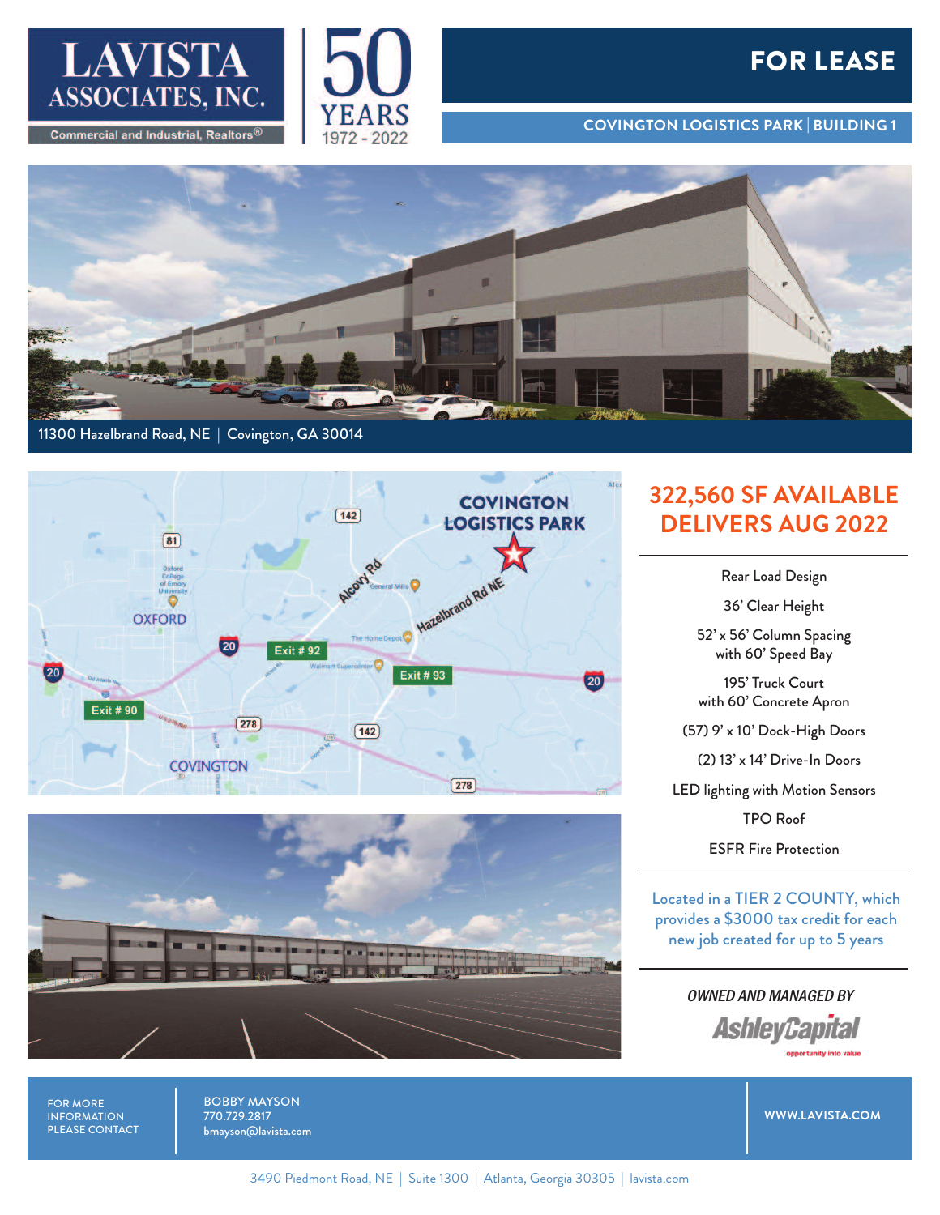# LAVISTA ASSOCIATES, INC.

Commercial and Industrial, Realtors®

50 YEARS 1972 - 2022

# FOR LEASE

## COVINGTON LOGISTICS PARK | BUILDING 1

11300 Hazelbrand Road, NE | Covington, GA 30014

## 322,560 SF AVAILABLE
## DELIVERS AUG 2022

Rear Load Design

36' Clear Height

52' x 56' Column Spacing with 60' Speed Bay

195' Truck Court with 60' Concrete Apron

(57) 9' x 10' Dock-High Doors

(2) 13' x 14' Drive-In Doors

LED lighting with Motion Sensors

TPO Roof

ESFR Fire Protection

Located in a TIER 2 COUNTY, which provides a $3000 tax credit for each new job created for up to 5 years

*OWNED AND MANAGED BY*

AshleyCapital
opportunity into value

FOR MORE INFORMATION PLEASE CONTACT

BOBBY MAYSON
770.729.2817
bmayson@lavista.com

WWW.LAVISTA.COM

3490 Piedmont Road, NE | Suite 1300 | Atlanta, Georgia 30305 | lavista.com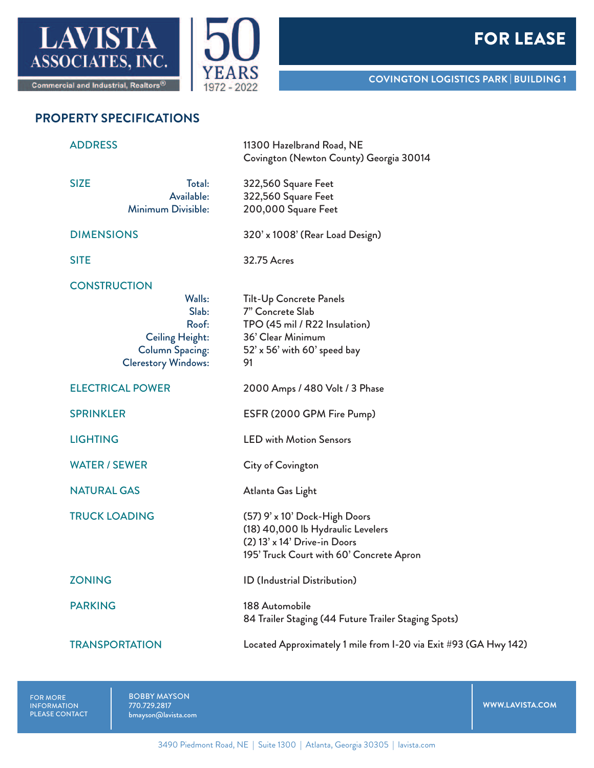LAVISTA ASSOCIATES, INC.
Commercial and Industrial, Realtors®

50 YEARS 1972 - 2022

# FOR LEASE

**COVINGTON LOGISTICS PARK | BUILDING 1**

## PROPERTY SPECIFICATIONS

| | | |
|---|---|---|
| ADDRESS | | 11300 Hazelbrand Road, NE<br>Covington (Newton County) Georgia 30014 |
| SIZE | Total: | 322,560 Square Feet |
| | Available: | 322,560 Square Feet |
| | Minimum Divisible: | 200,000 Square Feet |
| DIMENSIONS | | 320' x 1008' (Rear Load Design) |
| SITE | | 32.75 Acres |
| CONSTRUCTION | Walls: | Tilt-Up Concrete Panels |
| | Slab: | 7" Concrete Slab |
| | Roof: | TPO (45 mil / R22 Insulation) |
| | Ceiling Height: | 36' Clear Minimum |
| | Column Spacing: | 52' x 56' with 60' speed bay |
| | Clerestory Windows: | 91 |
| ELECTRICAL POWER | | 2000 Amps / 480 Volt / 3 Phase |
| SPRINKLER | | ESFR (2000 GPM Fire Pump) |
| LIGHTING | | LED with Motion Sensors |
| WATER / SEWER | | City of Covington |
| NATURAL GAS | | Atlanta Gas Light |
| TRUCK LOADING | | (57) 9' x 10' Dock-High Doors<br>(18) 40,000 lb Hydraulic Levelers<br>(2) 13' x 14' Drive-in Doors<br>195' Truck Court with 60' Concrete Apron |
| ZONING | | ID (Industrial Distribution) |
| PARKING | | 188 Automobile<br>84 Trailer Staging (44 Future Trailer Staging Spots) |
| TRANSPORTATION | | Located Approximately 1 mile from I-20 via Exit #93 (GA Hwy 142) |

FOR MORE INFORMATION PLEASE CONTACT

BOBBY MAYSON
770.729.2817
bmayson@lavista.com

WWW.LAVISTA.COM

3490 Piedmont Road, NE | Suite 1300 | Atlanta, Georgia 30305 | lavista.com